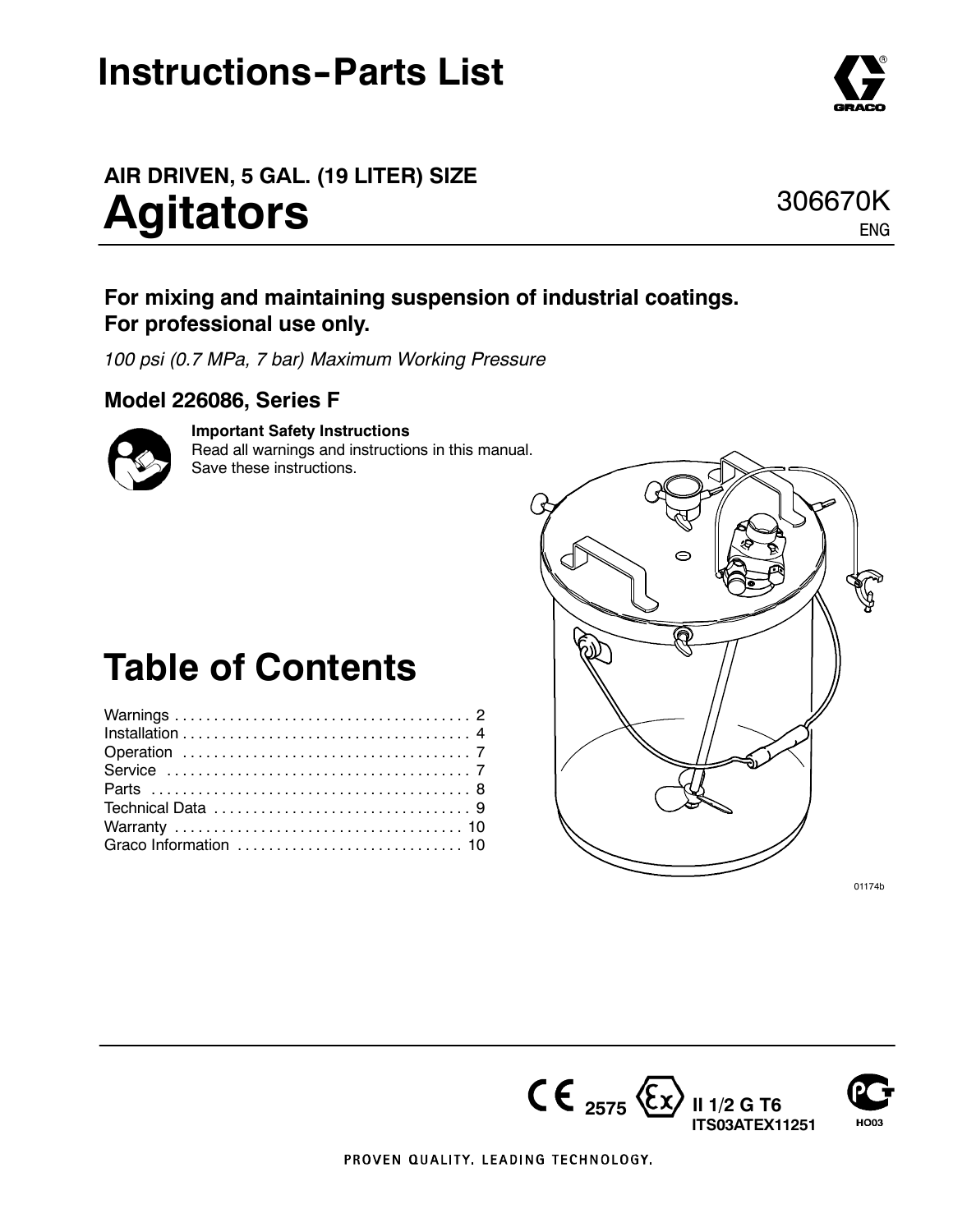# Instructions-Parts List

AIR DRIVEN, 5 GAL. (19 LITER) SIZE

# Agitators

306670K
ENG

**For mixing and maintaining suspension of industrial coatings.**
**For professional use only.**

*100 psi (0.7 MPa, 7 bar) Maximum Working Pressure*

**Model 226086, Series F**

**Important Safety Instructions**
Read all warnings and instructions in this manual.
Save these instructions.

01174b

# Table of Contents

Warnings . . . . . . . . . . . . . . . . . . . . . . . . . . . . . . . . . . . . . 2
Installation . . . . . . . . . . . . . . . . . . . . . . . . . . . . . . . . . . . . 4
Operation . . . . . . . . . . . . . . . . . . . . . . . . . . . . . . . . . . . . 7
Service . . . . . . . . . . . . . . . . . . . . . . . . . . . . . . . . . . . . . . 7
Parts . . . . . . . . . . . . . . . . . . . . . . . . . . . . . . . . . . . . . . . . 8
Technical Data . . . . . . . . . . . . . . . . . . . . . . . . . . . . . . . . 9
Warranty . . . . . . . . . . . . . . . . . . . . . . . . . . . . . . . . . . . 10
Graco Information . . . . . . . . . . . . . . . . . . . . . . . . . . . . 10

CE 2575 Ex II 1/2 G T6
ITS03ATEX11251

HO03

PROVEN QUALITY. LEADING TECHNOLOGY.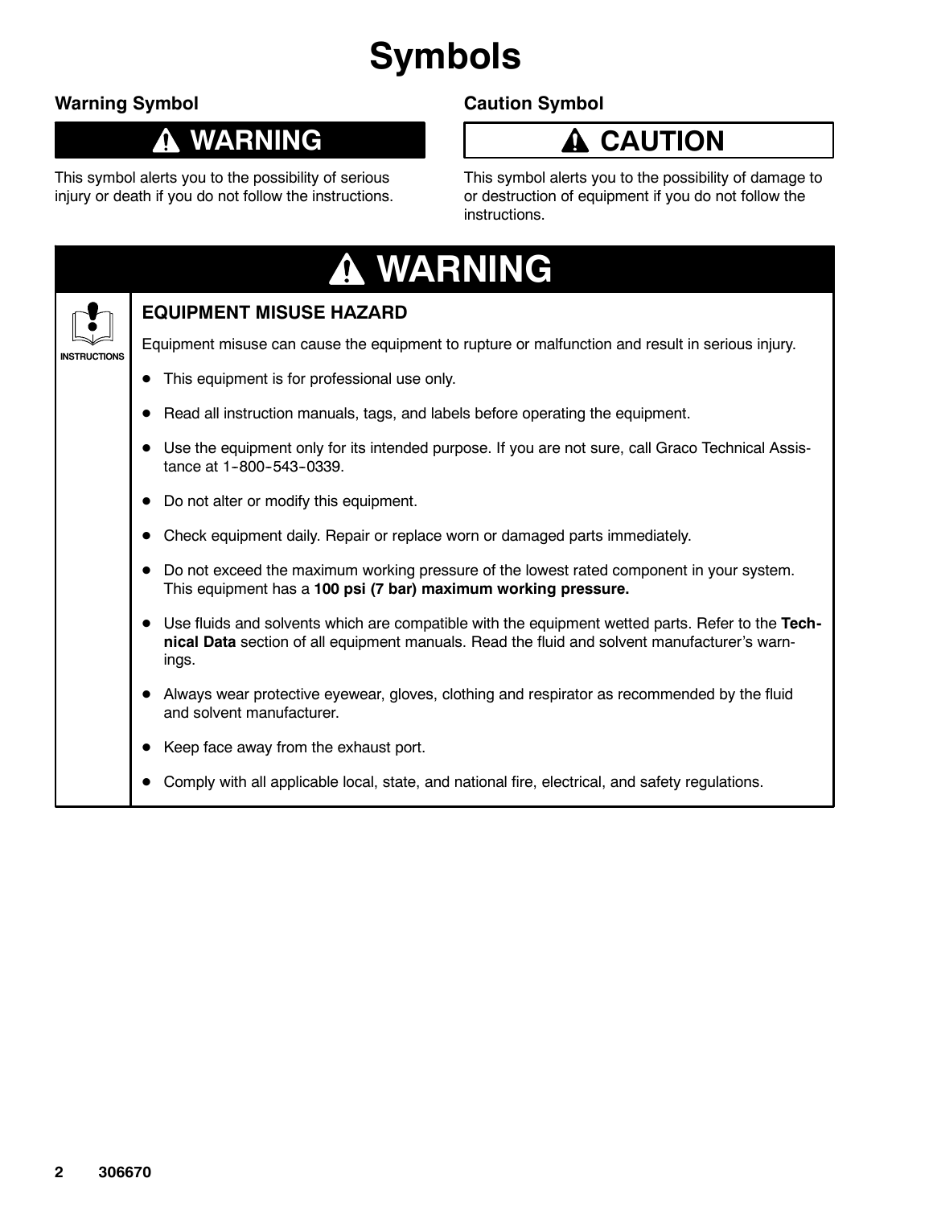# Symbols

## Warning Symbol

**⚠ WARNING**

This symbol alerts you to the possibility of serious injury or death if you do not follow the instructions.

## Caution Symbol

**⚠ CAUTION**

This symbol alerts you to the possibility of damage to or destruction of equipment if you do not follow the instructions.

## ⚠ WARNING

INSTRUCTIONS

### EQUIPMENT MISUSE HAZARD

Equipment misuse can cause the equipment to rupture or malfunction and result in serious injury.

- This equipment is for professional use only.
- Read all instruction manuals, tags, and labels before operating the equipment.
- Use the equipment only for its intended purpose. If you are not sure, call Graco Technical Assistance at 1-800-543-0339.
- Do not alter or modify this equipment.
- Check equipment daily. Repair or replace worn or damaged parts immediately.
- Do not exceed the maximum working pressure of the lowest rated component in your system. This equipment has a **100 psi (7 bar) maximum working pressure.**
- Use fluids and solvents which are compatible with the equipment wetted parts. Refer to the **Technical Data** section of all equipment manuals. Read the fluid and solvent manufacturer's warnings.
- Always wear protective eyewear, gloves, clothing and respirator as recommended by the fluid and solvent manufacturer.
- Keep face away from the exhaust port.
- Comply with all applicable local, state, and national fire, electrical, and safety regulations.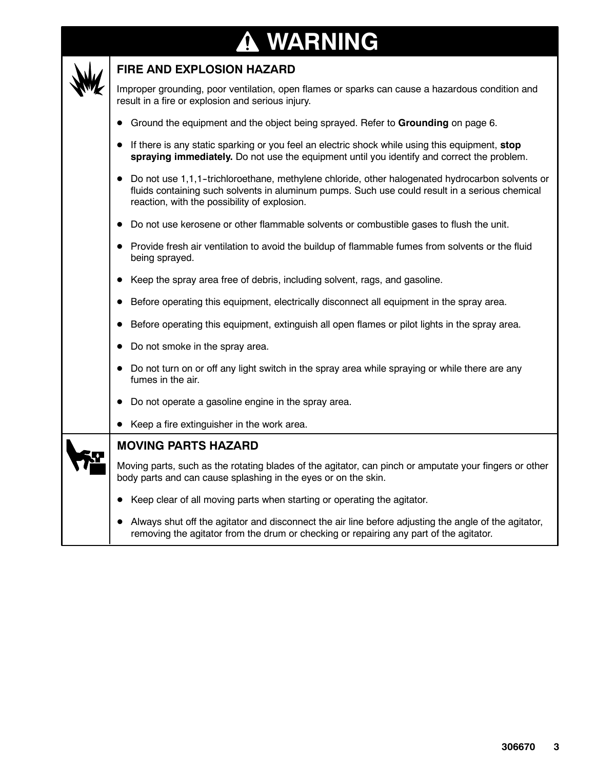# ⚠ WARNING

## FIRE AND EXPLOSION HAZARD

Improper grounding, poor ventilation, open flames or sparks can cause a hazardous condition and result in a fire or explosion and serious injury.

- Ground the equipment and the object being sprayed. Refer to **Grounding** on page 6.
- If there is any static sparking or you feel an electric shock while using this equipment, **stop spraying immediately.** Do not use the equipment until you identify and correct the problem.
- Do not use 1,1,1-trichloroethane, methylene chloride, other halogenated hydrocarbon solvents or fluids containing such solvents in aluminum pumps. Such use could result in a serious chemical reaction, with the possibility of explosion.
- Do not use kerosene or other flammable solvents or combustible gases to flush the unit.
- Provide fresh air ventilation to avoid the buildup of flammable fumes from solvents or the fluid being sprayed.
- Keep the spray area free of debris, including solvent, rags, and gasoline.
- Before operating this equipment, electrically disconnect all equipment in the spray area.
- Before operating this equipment, extinguish all open flames or pilot lights in the spray area.
- Do not smoke in the spray area.
- Do not turn on or off any light switch in the spray area while spraying or while there are any fumes in the air.
- Do not operate a gasoline engine in the spray area.
- Keep a fire extinguisher in the work area.

## MOVING PARTS HAZARD

Moving parts, such as the rotating blades of the agitator, can pinch or amputate your fingers or other body parts and can cause splashing in the eyes or on the skin.

- Keep clear of all moving parts when starting or operating the agitator.
- Always shut off the agitator and disconnect the air line before adjusting the angle of the agitator, removing the agitator from the drum or checking or repairing any part of the agitator.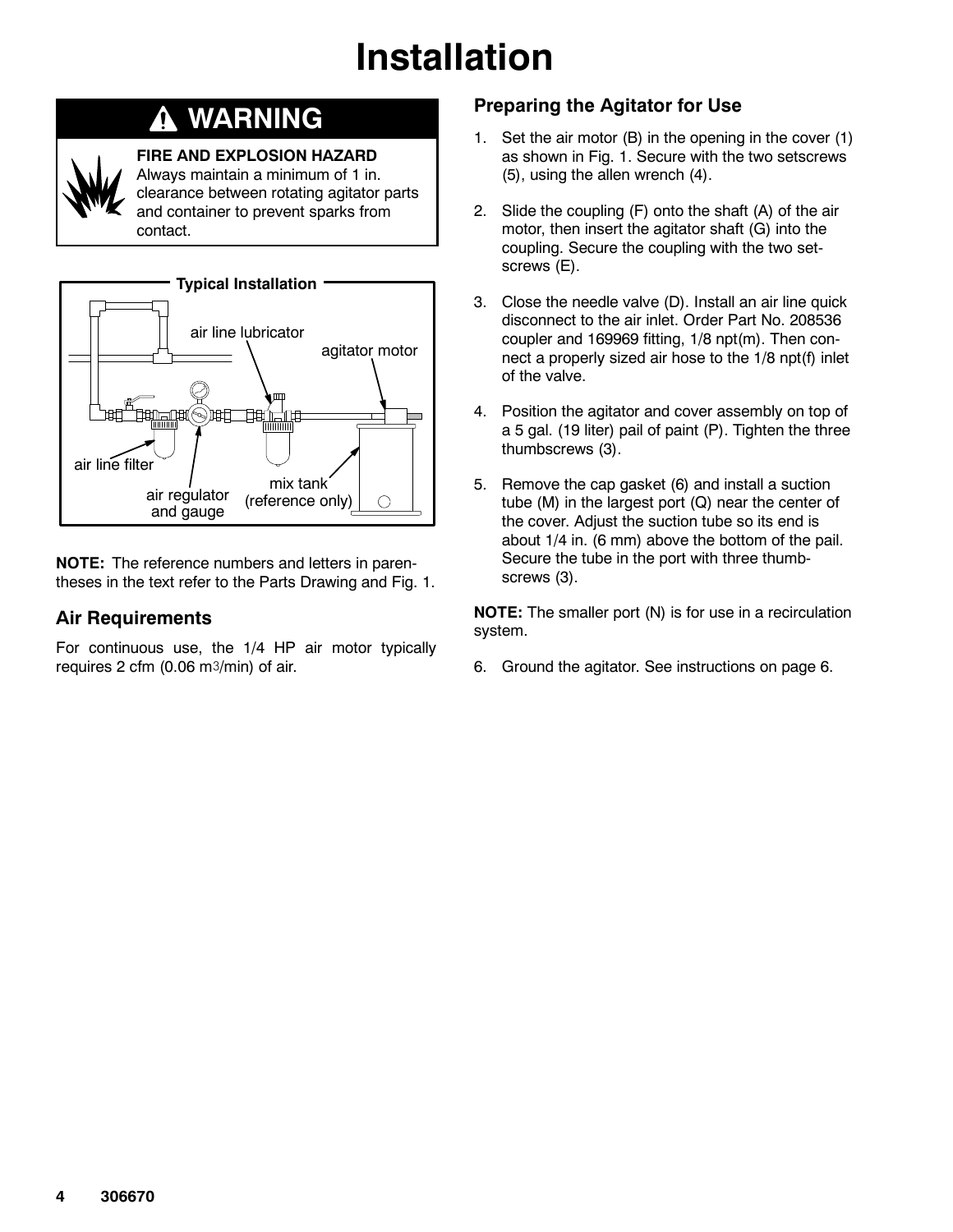# Installation

## ⚠ WARNING

**FIRE AND EXPLOSION HAZARD**
Always maintain a minimum of 1 in. clearance between rotating agitator parts and container to prevent sparks from contact.

**Typical Installation**

air line lubricator
agitator motor
air line filter
air regulator and gauge
mix tank (reference only)

**NOTE:** The reference numbers and letters in parentheses in the text refer to the Parts Drawing and Fig. 1.

### Air Requirements

For continuous use, the 1/4 HP air motor typically requires 2 cfm (0.06 $m^3$/min) of air.

### Preparing the Agitator for Use

1. Set the air motor (B) in the opening in the cover (1) as shown in Fig. 1. Secure with the two setscrews (5), using the allen wrench (4).
2. Slide the coupling (F) onto the shaft (A) of the air motor, then insert the agitator shaft (G) into the coupling. Secure the coupling with the two setscrews (E).
3. Close the needle valve (D). Install an air line quick disconnect to the air inlet. Order Part No. 208536 coupler and 169969 fitting, 1/8 npt(m). Then connect a properly sized air hose to the 1/8 npt(f) inlet of the valve.
4. Position the agitator and cover assembly on top of a 5 gal. (19 liter) pail of paint (P). Tighten the three thumbscrews (3).
5. Remove the cap gasket (6) and install a suction tube (M) in the largest port (Q) near the center of the cover. Adjust the suction tube so its end is about 1/4 in. (6 mm) above the bottom of the pail. Secure the tube in the port with three thumbscrews (3).

**NOTE:** The smaller port (N) is for use in a recirculation system.

6. Ground the agitator. See instructions on page 6.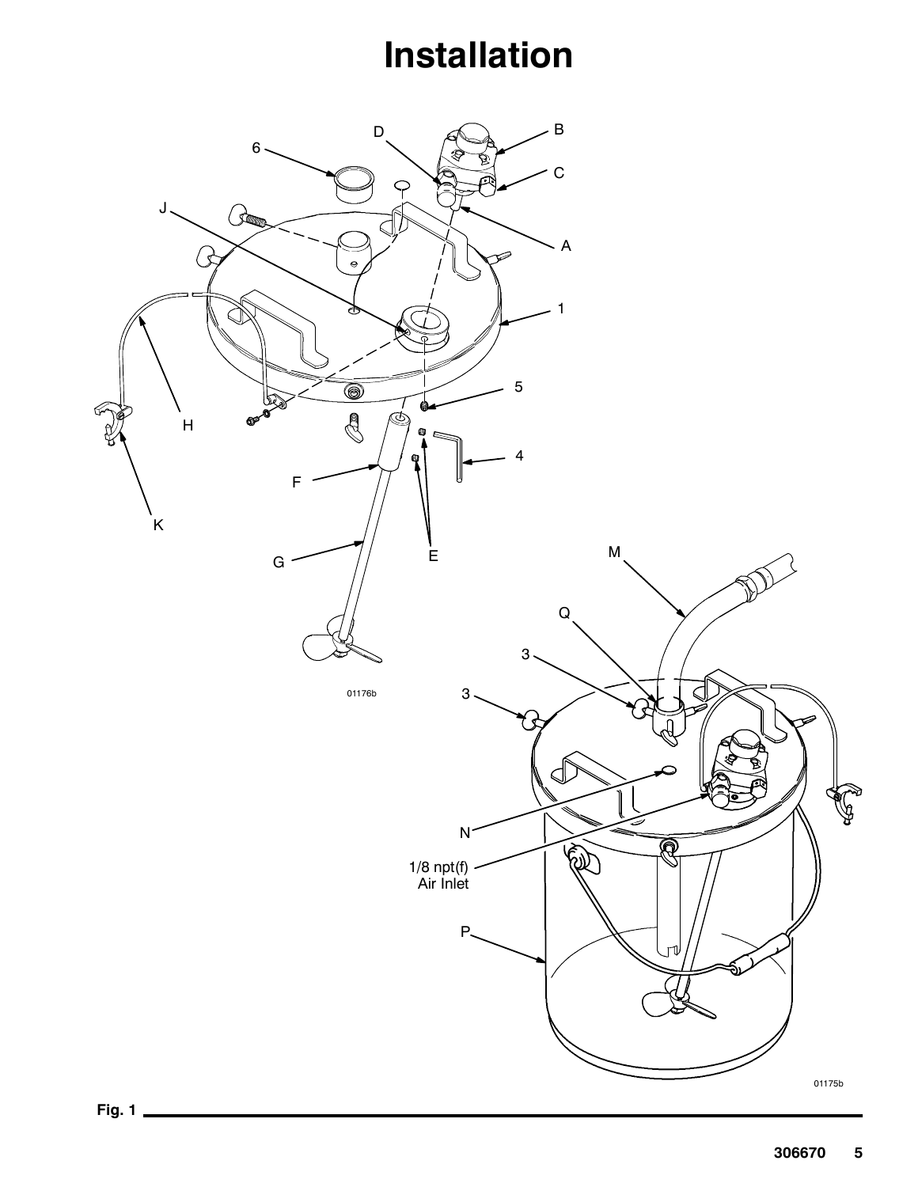# Installation

Fig. 1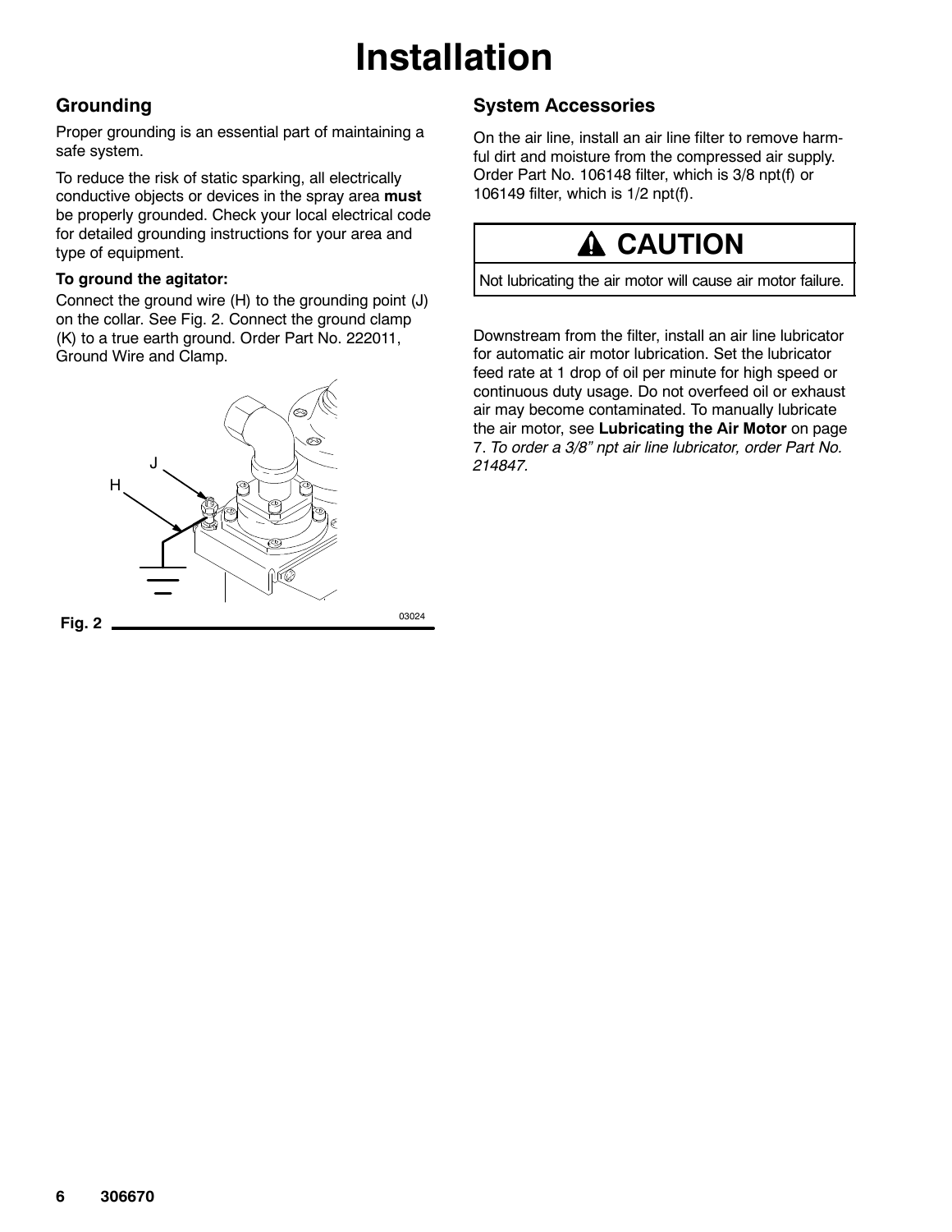# Installation

## Grounding

Proper grounding is an essential part of maintaining a safe system.

To reduce the risk of static sparking, all electrically conductive objects or devices in the spray area **must** be properly grounded. Check your local electrical code for detailed grounding instructions for your area and type of equipment.

**To ground the agitator:**

Connect the ground wire (H) to the grounding point (J) on the collar. See Fig. 2. Connect the ground clamp (K) to a true earth ground. Order Part No. 222011, Ground Wire and Clamp.

**Fig. 2** 03024

## System Accessories

On the air line, install an air line filter to remove harmful dirt and moisture from the compressed air supply. Order Part No. 106148 filter, which is 3/8 npt(f) or 106149 filter, which is 1/2 npt(f).

**CAUTION**

Not lubricating the air motor will cause air motor failure.

Downstream from the filter, install an air line lubricator for automatic air motor lubrication. Set the lubricator feed rate at 1 drop of oil per minute for high speed or continuous duty usage. Do not overfeed oil or exhaust air may become contaminated. To manually lubricate the air motor, see **Lubricating the Air Motor** on page 7. *To order a 3/8" npt air line lubricator, order Part No. 214847.*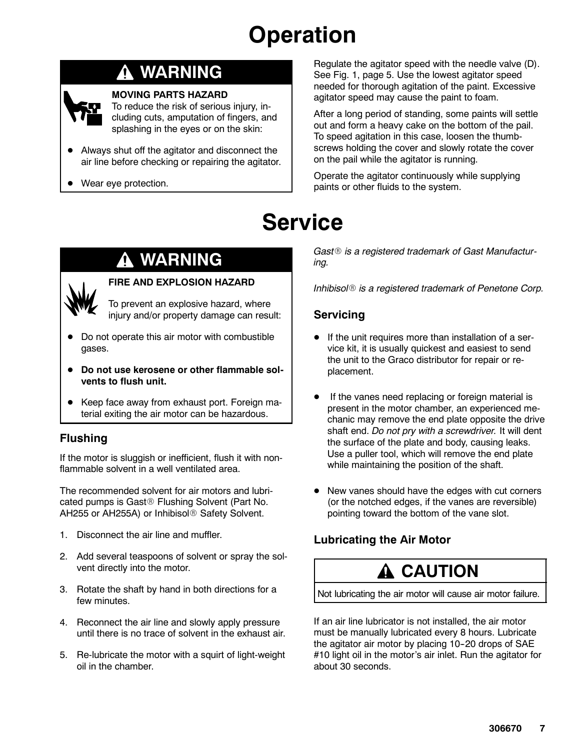# Operation

## ⚠ WARNING

**MOVING PARTS HAZARD**

To reduce the risk of serious injury, including cuts, amputation of fingers, and splashing in the eyes or on the skin:

- Always shut off the agitator and disconnect the air line before checking or repairing the agitator.
- Wear eye protection.

Regulate the agitator speed with the needle valve (D). See Fig. 1, page 5. Use the lowest agitator speed needed for thorough agitation of the paint. Excessive agitator speed may cause the paint to foam.

After a long period of standing, some paints will settle out and form a heavy cake on the bottom of the pail. To speed agitation in this case, loosen the thumbscrews holding the cover and slowly rotate the cover on the pail while the agitator is running.

Operate the agitator continuously while supplying paints or other fluids to the system.

# Service

## ⚠ WARNING

**FIRE AND EXPLOSION HAZARD**

To prevent an explosive hazard, where injury and/or property damage can result:

- Do not operate this air motor with combustible gases.
- **Do not use kerosene or other flammable solvents to flush unit.**
- Keep face away from exhaust port. Foreign material exiting the air motor can be hazardous.

### Flushing

If the motor is sluggish or inefficient, flush it with non-flammable solvent in a well ventilated area.

The recommended solvent for air motors and lubricated pumps is Gast® Flushing Solvent (Part No. AH255 or AH255A) or Inhibisol® Safety Solvent.

1. Disconnect the air line and muffler.
2. Add several teaspoons of solvent or spray the solvent directly into the motor.
3. Rotate the shaft by hand in both directions for a few minutes.
4. Reconnect the air line and slowly apply pressure until there is no trace of solvent in the exhaust air.
5. Re-lubricate the motor with a squirt of light-weight oil in the chamber.

*Gast® is a registered trademark of Gast Manufacturing.*

*Inhibisol® is a registered trademark of Penetone Corp.*

### Servicing

- If the unit requires more than installation of a service kit, it is usually quickest and easiest to send the unit to the Graco distributor for repair or replacement.
- If the vanes need replacing or foreign material is present in the motor chamber, an experienced mechanic may remove the end plate opposite the drive shaft end. *Do not pry with a screwdriver.* It will dent the surface of the plate and body, causing leaks. Use a puller tool, which will remove the end plate while maintaining the position of the shaft.
- New vanes should have the edges with cut corners (or the notched edges, if the vanes are reversible) pointing toward the bottom of the vane slot.

### Lubricating the Air Motor

## ⚠ CAUTION

Not lubricating the air motor will cause air motor failure.

If an air line lubricator is not installed, the air motor must be manually lubricated every 8 hours. Lubricate the agitator air motor by placing 10–20 drops of SAE #10 light oil in the motor's air inlet. Run the agitator for about 30 seconds.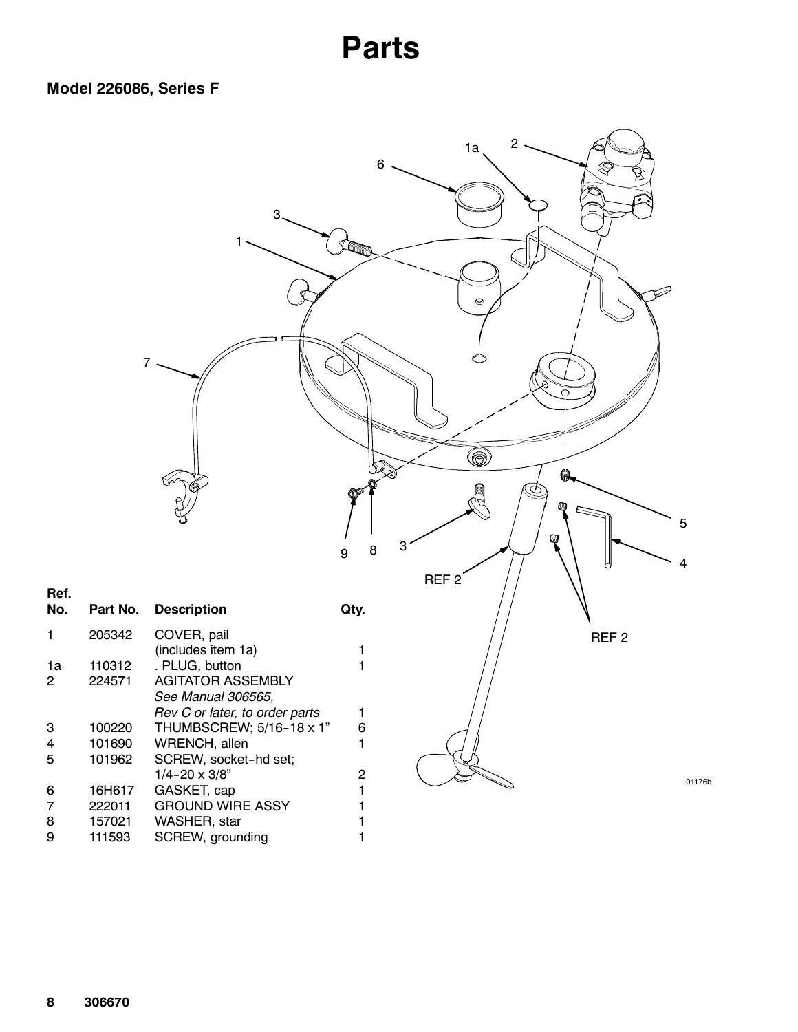# Parts

### Model 226086, Series F

| Ref. No. | Part No. | Description | Qty. |
|---|---|---|---|
| 1 | 205342 | COVER, pail (includes item 1a) | 1 |
| 1a | 110312 | . PLUG, button | 1 |
| 2 | 224571 | AGITATOR ASSEMBLY *See Manual 306565, Rev C or later, to order parts* | 1 |
| 3 | 100220 | THUMBSCREW; 5/16-18 x 1” | 6 |
| 4 | 101690 | WRENCH, allen | 1 |
| 5 | 101962 | SCREW, socket-hd set; 1/4-20 x 3/8” | 2 |
| 6 | 16H617 | GASKET, cap | 1 |
| 7 | 222011 | GROUND WIRE ASSY | 1 |
| 8 | 157021 | WASHER, star | 1 |
| 9 | 111593 | SCREW, grounding | 1 |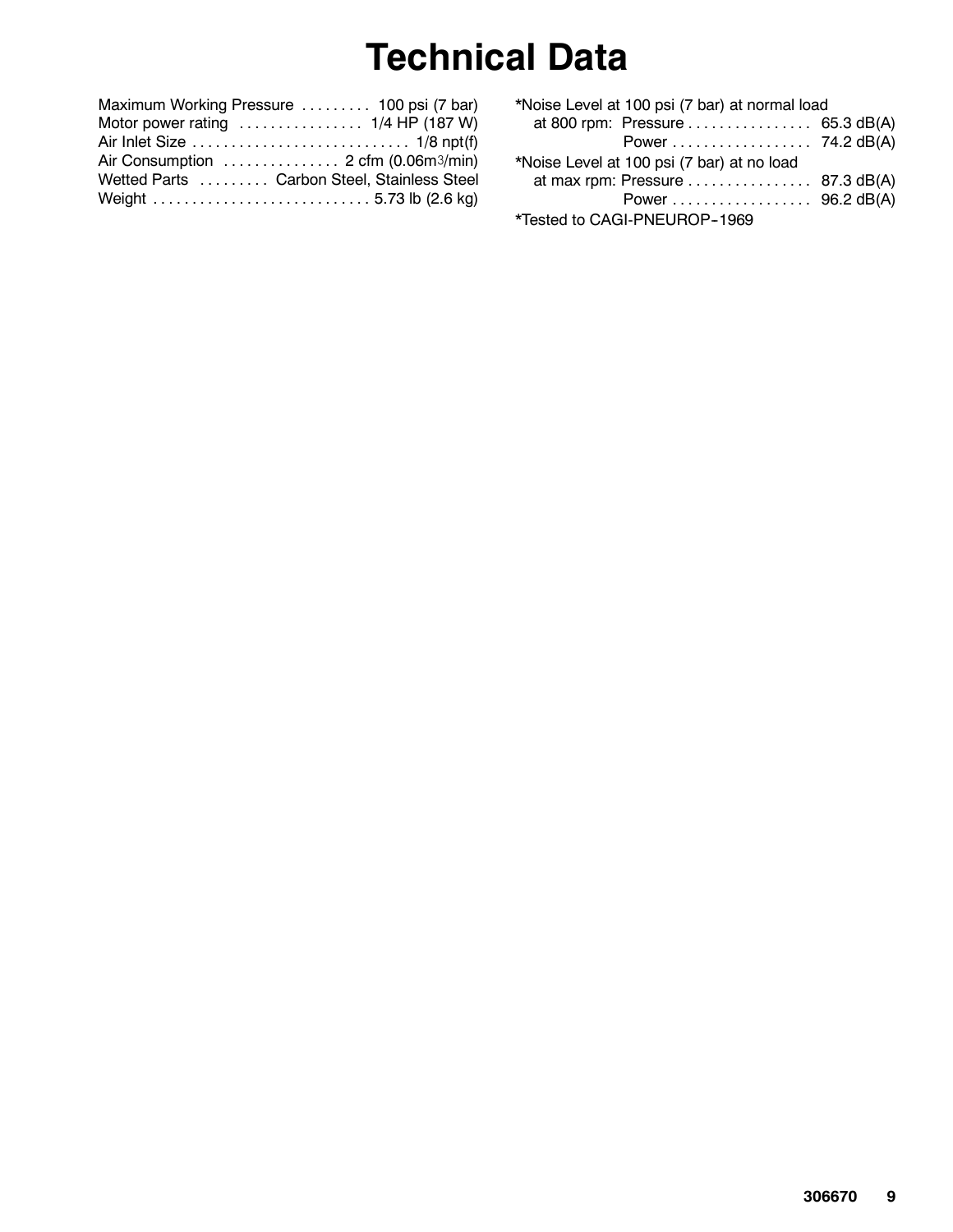# Technical Data

Maximum Working Pressure . . . . . . . . . 100 psi (7 bar)
Motor power rating . . . . . . . . . . . . . . . . 1/4 HP (187 W)
Air Inlet Size . . . . . . . . . . . . . . . . . . . . . . . . . . . . 1/8 npt(f)
Air Consumption . . . . . . . . . . . . . . . 2 cfm (0.06m$^3$/min)
Wetted Parts . . . . . . . . . Carbon Steel, Stainless Steel
Weight . . . . . . . . . . . . . . . . . . . . . . . . . . . . 5.73 lb (2.6 kg)

*Noise Level at 100 psi (7 bar) at normal load
at 800 rpm: Pressure . . . . . . . . . . . . . . . . 65.3 dB(A)
Power . . . . . . . . . . . . . . . . . . 74.2 dB(A)

*Noise Level at 100 psi (7 bar) at no load
at max rpm: Pressure . . . . . . . . . . . . . . . . 87.3 dB(A)
Power . . . . . . . . . . . . . . . . . . 96.2 dB(A)

*Tested to CAGI-PNEUROP-1969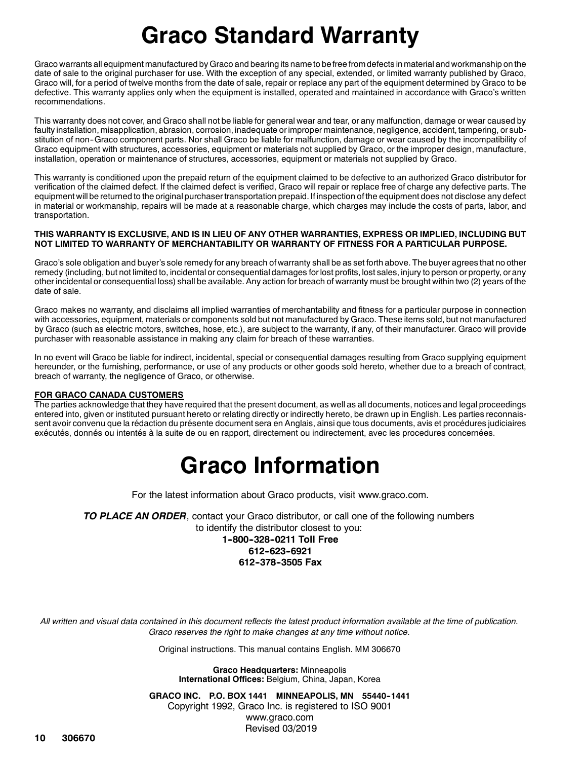# Graco Standard Warranty

Graco warrants all equipment manufactured by Graco and bearing its name to be free from defects in material and workmanship on the date of sale to the original purchaser for use. With the exception of any special, extended, or limited warranty published by Graco, Graco will, for a period of twelve months from the date of sale, repair or replace any part of the equipment determined by Graco to be defective. This warranty applies only when the equipment is installed, operated and maintained in accordance with Graco's written recommendations.

This warranty does not cover, and Graco shall not be liable for general wear and tear, or any malfunction, damage or wear caused by faulty installation, misapplication, abrasion, corrosion, inadequate or improper maintenance, negligence, accident, tampering, or substitution of non-Graco component parts. Nor shall Graco be liable for malfunction, damage or wear caused by the incompatibility of Graco equipment with structures, accessories, equipment or materials not supplied by Graco, or the improper design, manufacture, installation, operation or maintenance of structures, accessories, equipment or materials not supplied by Graco.

This warranty is conditioned upon the prepaid return of the equipment claimed to be defective to an authorized Graco distributor for verification of the claimed defect. If the claimed defect is verified, Graco will repair or replace free of charge any defective parts. The equipment will be returned to the original purchaser transportation prepaid. If inspection of the equipment does not disclose any defect in material or workmanship, repairs will be made at a reasonable charge, which charges may include the costs of parts, labor, and transportation.

**THIS WARRANTY IS EXCLUSIVE, AND IS IN LIEU OF ANY OTHER WARRANTIES, EXPRESS OR IMPLIED, INCLUDING BUT NOT LIMITED TO WARRANTY OF MERCHANTABILITY OR WARRANTY OF FITNESS FOR A PARTICULAR PURPOSE.**

Graco's sole obligation and buyer's sole remedy for any breach of warranty shall be as set forth above. The buyer agrees that no other remedy (including, but not limited to, incidental or consequential damages for lost profits, lost sales, injury to person or property, or any other incidental or consequential loss) shall be available. Any action for breach of warranty must be brought within two (2) years of the date of sale.

Graco makes no warranty, and disclaims all implied warranties of merchantability and fitness for a particular purpose in connection with accessories, equipment, materials or components sold but not manufactured by Graco. These items sold, but not manufactured by Graco (such as electric motors, switches, hose, etc.), are subject to the warranty, if any, of their manufacturer. Graco will provide purchaser with reasonable assistance in making any claim for breach of these warranties.

In no event will Graco be liable for indirect, incidental, special or consequential damages resulting from Graco supplying equipment hereunder, or the furnishing, performance, or use of any products or other goods sold hereto, whether due to a breach of contract, breach of warranty, the negligence of Graco, or otherwise.

**FOR GRACO CANADA CUSTOMERS**

The parties acknowledge that they have required that the present document, as well as all documents, notices and legal proceedings entered into, given or instituted pursuant hereto or relating directly or indirectly hereto, be drawn up in English. Les parties reconnaissent avoir convenu que la rédaction du présente document sera en Anglais, ainsi que tous documents, avis et procédures judiciaires exécutés, donnés ou intentés à la suite de ou en rapport, directement ou indirectement, avec les procedures concernées.

# Graco Information

For the latest information about Graco products, visit www.graco.com.

***TO PLACE AN ORDER***, contact your Graco distributor, or call one of the following numbers to identify the distributor closest to you:

**1-800-328-0211 Toll Free**
**612-623-6921**
**612-378-3505 Fax**

*All written and visual data contained in this document reflects the latest product information available at the time of publication. Graco reserves the right to make changes at any time without notice.*

Original instructions. This manual contains English. MM 306670

**Graco Headquarters:** Minneapolis
**International Offices:** Belgium, China, Japan, Korea

**GRACO INC. P.O. BOX 1441 MINNEAPOLIS, MN 55440-1441**
Copyright 1992, Graco Inc. is registered to ISO 9001
www.graco.com
Revised 03/2019